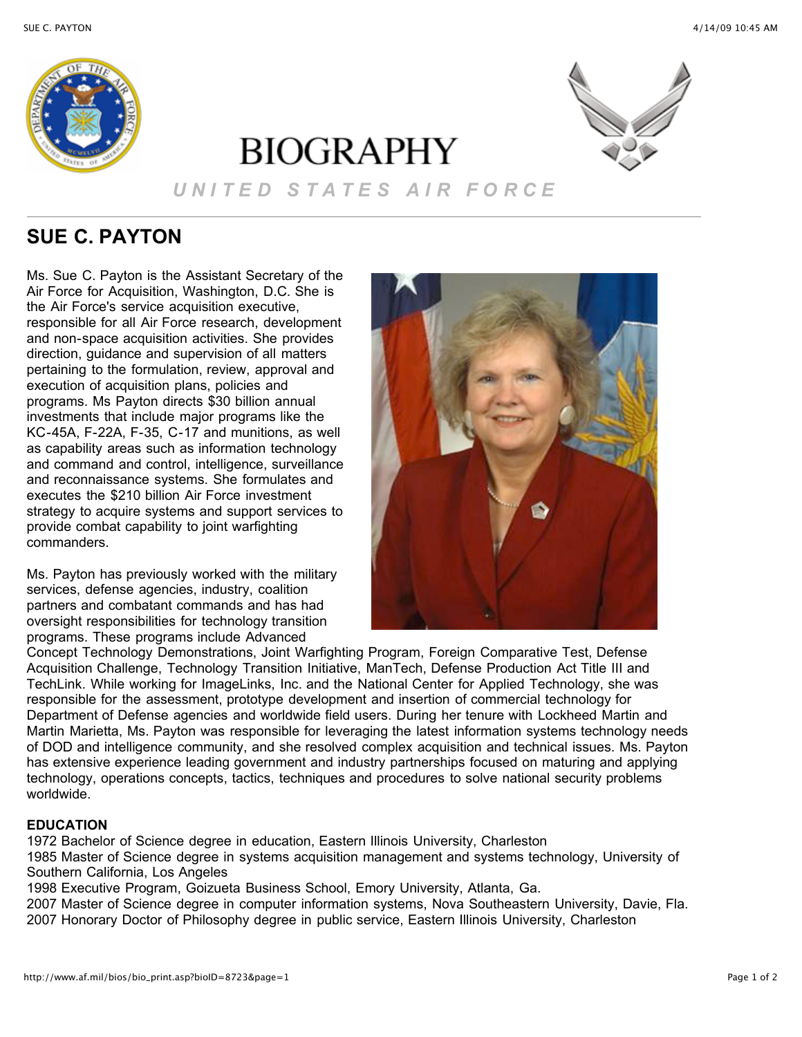# BIOGRAPHY

*UNITED STATES AIR FORCE*

## SUE C. PAYTON

Ms. Sue C. Payton is the Assistant Secretary of the Air Force for Acquisition, Washington, D.C. She is the Air Force's service acquisition executive, responsible for all Air Force research, development and non-space acquisition activities. She provides direction, guidance and supervision of all matters pertaining to the formulation, review, approval and execution of acquisition plans, policies and programs. Ms Payton directs $30 billion annual investments that include major programs like the KC-45A, F-22A, F-35, C-17 and munitions, as well as capability areas such as information technology and command and control, intelligence, surveillance and reconnaissance systems. She formulates and executes the $210 billion Air Force investment strategy to acquire systems and support services to provide combat capability to joint warfighting commanders.

Ms. Payton has previously worked with the military services, defense agencies, industry, coalition partners and combatant commands and has had oversight responsibilities for technology transition programs. These programs include Advanced Concept Technology Demonstrations, Joint Warfighting Program, Foreign Comparative Test, Defense Acquisition Challenge, Technology Transition Initiative, ManTech, Defense Production Act Title III and TechLink. While working for ImageLinks, Inc. and the National Center for Applied Technology, she was responsible for the assessment, prototype development and insertion of commercial technology for Department of Defense agencies and worldwide field users. During her tenure with Lockheed Martin and Martin Marietta, Ms. Payton was responsible for leveraging the latest information systems technology needs of DOD and intelligence community, and she resolved complex acquisition and technical issues. Ms. Payton has extensive experience leading government and industry partnerships focused on maturing and applying technology, operations concepts, tactics, techniques and procedures to solve national security problems worldwide.

**EDUCATION**

1972 Bachelor of Science degree in education, Eastern Illinois University, Charleston
1985 Master of Science degree in systems acquisition management and systems technology, University of Southern California, Los Angeles
1998 Executive Program, Goizueta Business School, Emory University, Atlanta, Ga.
2007 Master of Science degree in computer information systems, Nova Southeastern University, Davie, Fla.
2007 Honorary Doctor of Philosophy degree in public service, Eastern Illinois University, Charleston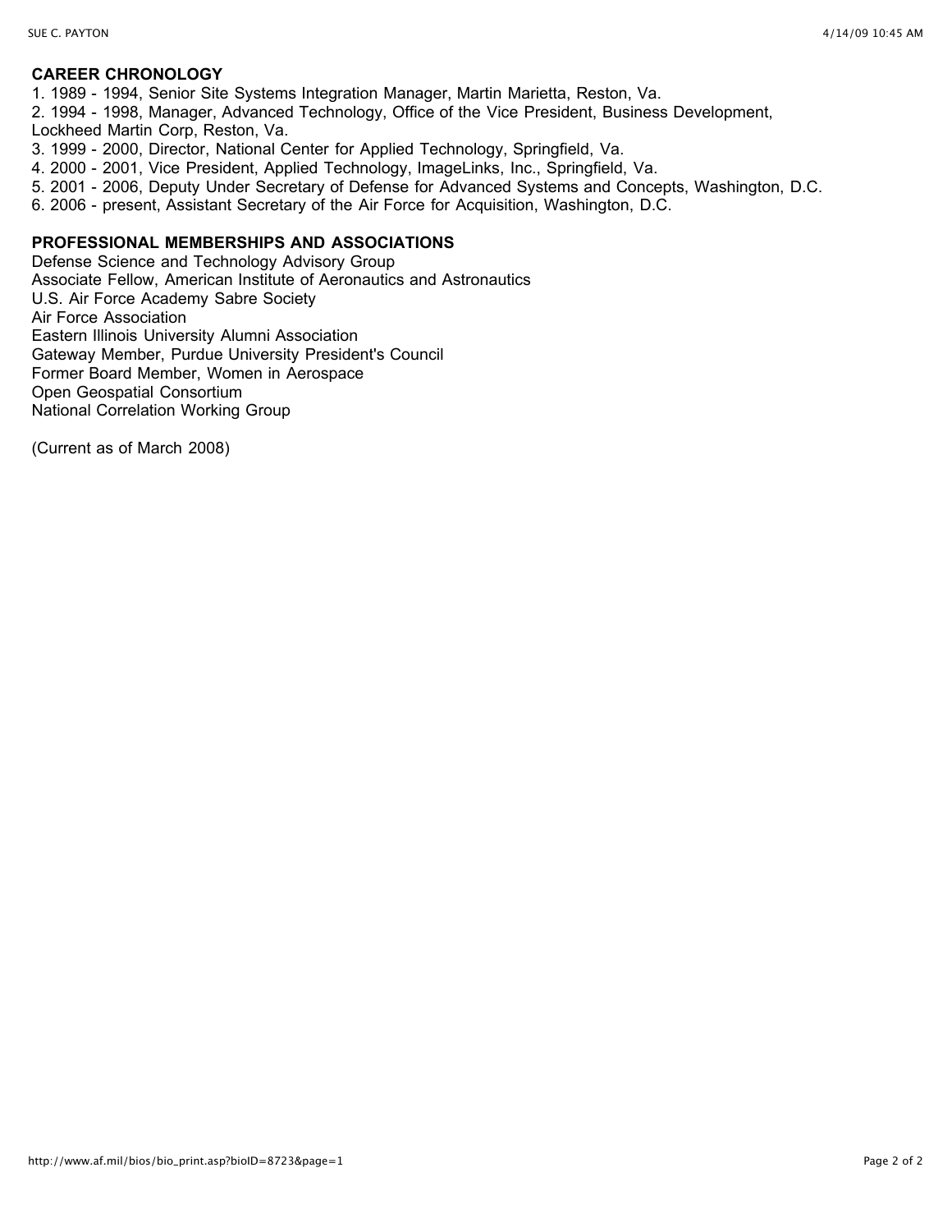**CAREER CHRONOLOGY**

1. 1989 - 1994, Senior Site Systems Integration Manager, Martin Marietta, Reston, Va.
2. 1994 - 1998, Manager, Advanced Technology, Office of the Vice President, Business Development, Lockheed Martin Corp, Reston, Va.
3. 1999 - 2000, Director, National Center for Applied Technology, Springfield, Va.
4. 2000 - 2001, Vice President, Applied Technology, ImageLinks, Inc., Springfield, Va.
5. 2001 - 2006, Deputy Under Secretary of Defense for Advanced Systems and Concepts, Washington, D.C.
6. 2006 - present, Assistant Secretary of the Air Force for Acquisition, Washington, D.C.

**PROFESSIONAL MEMBERSHIPS AND ASSOCIATIONS**

Defense Science and Technology Advisory Group
Associate Fellow, American Institute of Aeronautics and Astronautics
U.S. Air Force Academy Sabre Society
Air Force Association
Eastern Illinois University Alumni Association
Gateway Member, Purdue University President's Council
Former Board Member, Women in Aerospace
Open Geospatial Consortium
National Correlation Working Group

(Current as of March 2008)